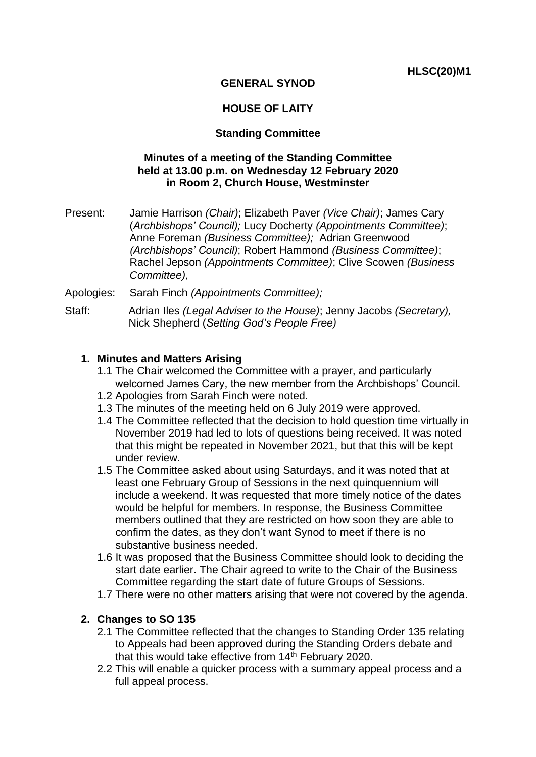**HLSC(20)M1**

**GENERAL SYNOD**

**HOUSE OF LAITY**

**Standing Committee**

**Minutes of a meeting of the Standing Committee held at 13.00 p.m. on Wednesday 12 February 2020 in Room 2, Church House, Westminster**

Present: Jamie Harrison *(Chair)*; Elizabeth Paver *(Vice Chair)*; James Cary (*Archbishops' Council);* Lucy Docherty *(Appointments Committee)*; Anne Foreman *(Business Committee);* Adrian Greenwood *(Archbishops' Council)*; Robert Hammond *(Business Committee)*; Rachel Jepson *(Appointments Committee)*; Clive Scowen *(Business Committee),*

Apologies: Sarah Finch *(Appointments Committee);*

Staff: Adrian Iles *(Legal Adviser to the House)*; Jenny Jacobs *(Secretary),* Nick Shepherd (*Setting God's People Free)*

1. **Minutes and Matters Arising**
   - 1.1 The Chair welcomed the Committee with a prayer, and particularly welcomed James Cary, the new member from the Archbishops' Council.
   - 1.2 Apologies from Sarah Finch were noted.
   - 1.3 The minutes of the meeting held on 6 July 2019 were approved.
   - 1.4 The Committee reflected that the decision to hold question time virtually in November 2019 had led to lots of questions being received. It was noted that this might be repeated in November 2021, but that this will be kept under review.
   - 1.5 The Committee asked about using Saturdays, and it was noted that at least one February Group of Sessions in the next quinquennium will include a weekend. It was requested that more timely notice of the dates would be helpful for members. In response, the Business Committee members outlined that they are restricted on how soon they are able to confirm the dates, as they don't want Synod to meet if there is no substantive business needed.
   - 1.6 It was proposed that the Business Committee should look to deciding the start date earlier. The Chair agreed to write to the Chair of the Business Committee regarding the start date of future Groups of Sessions.
   - 1.7 There were no other matters arising that were not covered by the agenda.

2. **Changes to SO 135**
   - 2.1 The Committee reflected that the changes to Standing Order 135 relating to Appeals had been approved during the Standing Orders debate and that this would take effective from 14th February 2020.
   - 2.2 This will enable a quicker process with a summary appeal process and a full appeal process.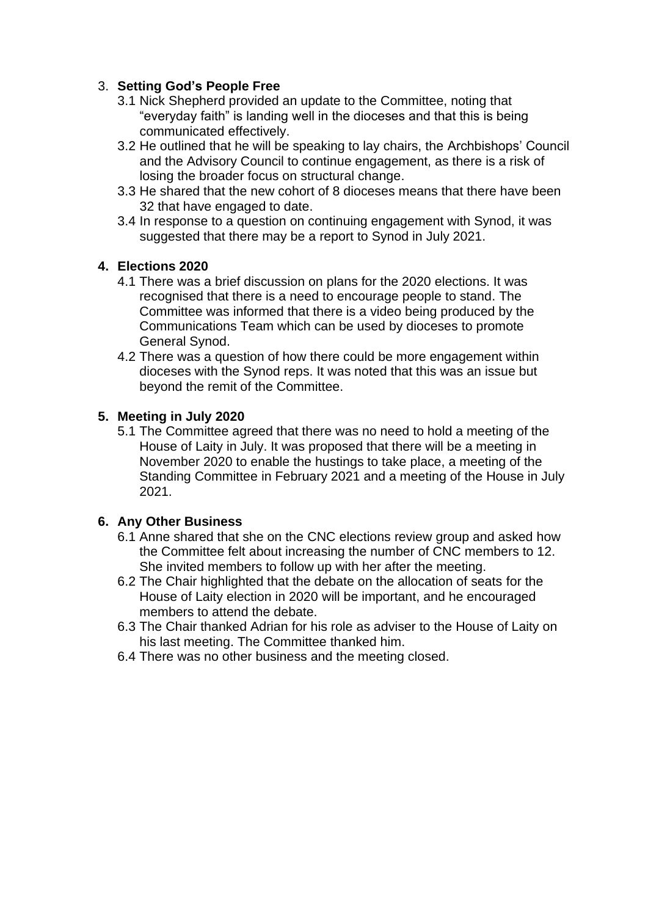3. **Setting God's People Free**
    3.1 Nick Shepherd provided an update to the Committee, noting that "everyday faith" is landing well in the dioceses and that this is being communicated effectively.
    3.2 He outlined that he will be speaking to lay chairs, the Archbishops' Council and the Advisory Council to continue engagement, as there is a risk of losing the broader focus on structural change.
    3.3 He shared that the new cohort of 8 dioceses means that there have been 32 that have engaged to date.
    3.4 In response to a question on continuing engagement with Synod, it was suggested that there may be a report to Synod in July 2021.

4. **Elections 2020**
    4.1 There was a brief discussion on plans for the 2020 elections. It was recognised that there is a need to encourage people to stand. The Committee was informed that there is a video being produced by the Communications Team which can be used by dioceses to promote General Synod.
    4.2 There was a question of how there could be more engagement within dioceses with the Synod reps. It was noted that this was an issue but beyond the remit of the Committee.

5. **Meeting in July 2020**
    5.1 The Committee agreed that there was no need to hold a meeting of the House of Laity in July. It was proposed that there will be a meeting in November 2020 to enable the hustings to take place, a meeting of the Standing Committee in February 2021 and a meeting of the House in July 2021.

6. **Any Other Business**
    6.1 Anne shared that she on the CNC elections review group and asked how the Committee felt about increasing the number of CNC members to 12. She invited members to follow up with her after the meeting.
    6.2 The Chair highlighted that the debate on the allocation of seats for the House of Laity election in 2020 will be important, and he encouraged members to attend the debate.
    6.3 The Chair thanked Adrian for his role as adviser to the House of Laity on his last meeting. The Committee thanked him.
    6.4 There was no other business and the meeting closed.